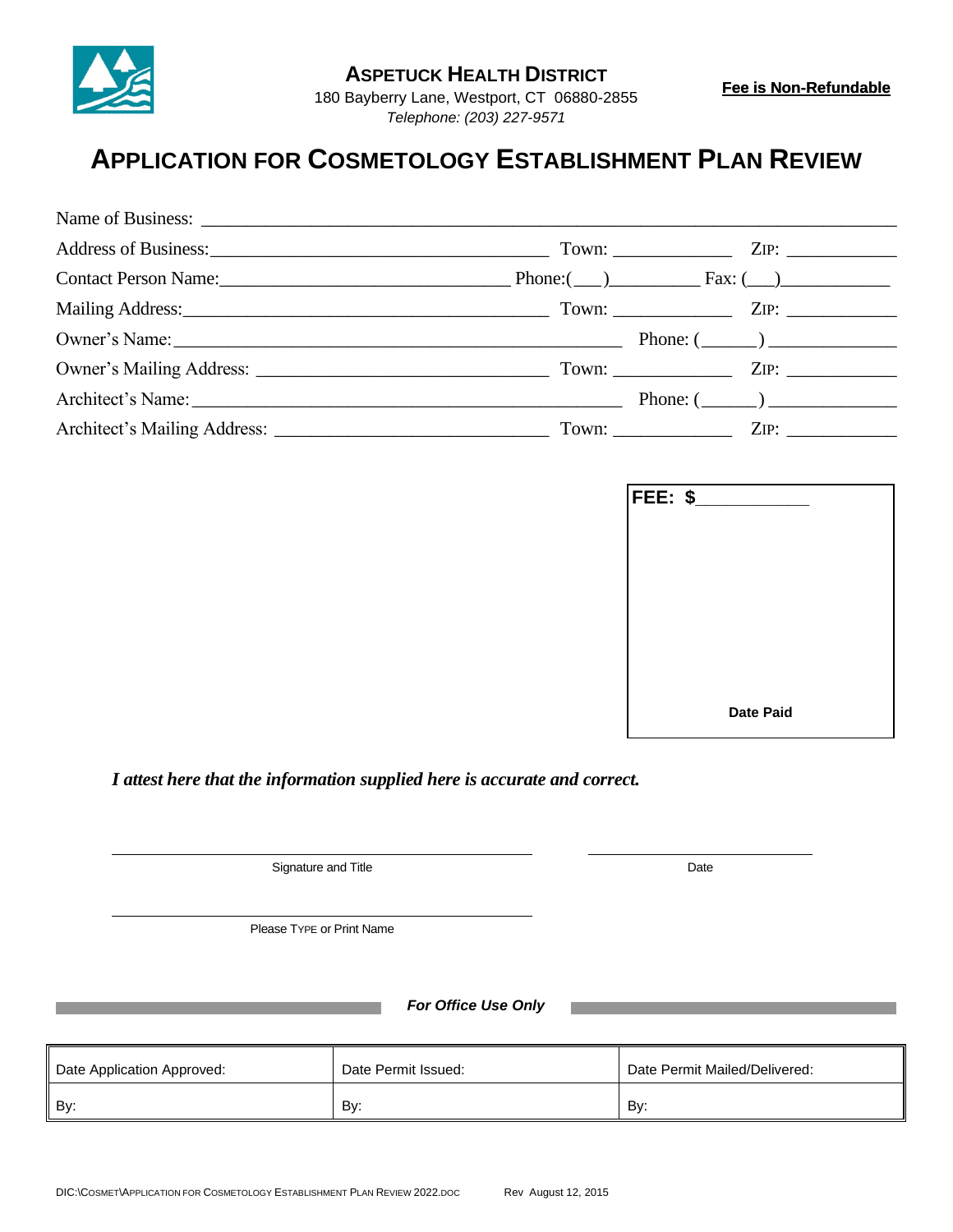**ASPETUCK HEALTH DISTRICT**
180 Bayberry Lane, Westport, CT 06880-2855
*Telephone: (203) 227-9571*

**Fee is Non-Refundable**

# APPLICATION FOR COSMETOLOGY ESTABLISHMENT PLAN REVIEW

Name of Business: ______________________________________________________________________

Address of Business: ______________________________ Town: ____________ ZIP: ___________

Contact Person Name: ___________________________ Phone:(___)_________ Fax: (__)___________

Mailing Address: ________________________________ Town: ____________ ZIP: ___________

Owner's Name: ____________________________________________ Phone: (______) _____________

Owner's Mailing Address: __________________________ Town: ____________ ZIP: ___________

Architect's Name: __________________________________________ Phone: (______) _____________

Architect's Mailing Address: ________________________ Town: ____________ ZIP: ___________

**FEE: $**___________

**Date Paid**

***I attest here that the information supplied here is accurate and correct.***

_______________________________________ _____________________
Signature and Title Date

_______________________________________
Please TYPE or Print Name

***For Office Use Only***

| Date Application Approved: | Date Permit Issued: | Date Permit Mailed/Delivered: |
|---|---|---|
| By: | By: | By: |

DIC:\COSMET\APPLICATION FOR COSMETOLOGY ESTABLISHMENT PLAN REVIEW 2022.DOC Rev August 12, 2015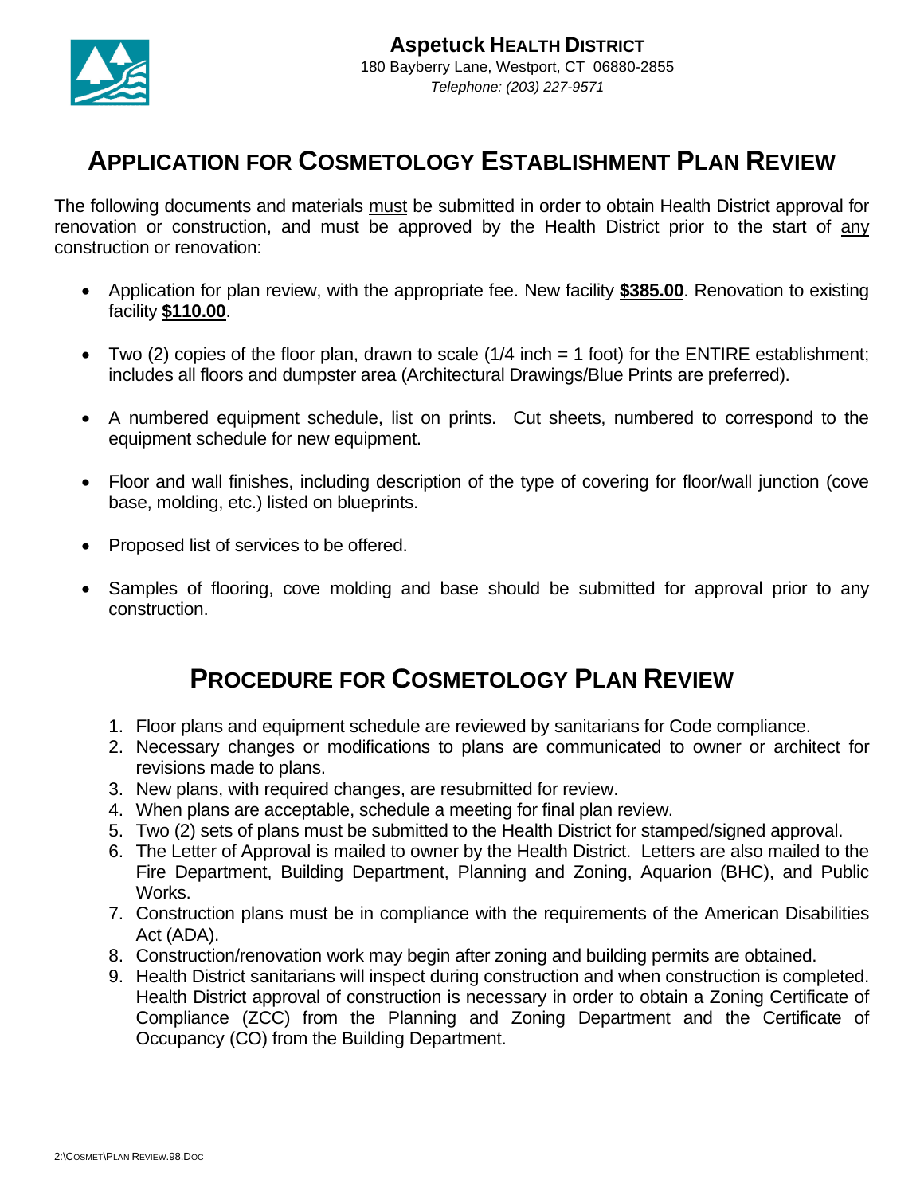**Aspetuck HEALTH DISTRICT**
180 Bayberry Lane, Westport, CT 06880-2855
*Telephone: (203) 227-9571*

# APPLICATION FOR COSMETOLOGY ESTABLISHMENT PLAN REVIEW

The following documents and materials must be submitted in order to obtain Health District approval for renovation or construction, and must be approved by the Health District prior to the start of any construction or renovation:

- Application for plan review, with the appropriate fee. New facility **$385.00**. Renovation to existing facility **$110.00**.
- Two (2) copies of the floor plan, drawn to scale (1/4 inch = 1 foot) for the ENTIRE establishment; includes all floors and dumpster area (Architectural Drawings/Blue Prints are preferred).
- A numbered equipment schedule, list on prints. Cut sheets, numbered to correspond to the equipment schedule for new equipment.
- Floor and wall finishes, including description of the type of covering for floor/wall junction (cove base, molding, etc.) listed on blueprints.
- Proposed list of services to be offered.
- Samples of flooring, cove molding and base should be submitted for approval prior to any construction.

# PROCEDURE FOR COSMETOLOGY PLAN REVIEW

1. Floor plans and equipment schedule are reviewed by sanitarians for Code compliance.
2. Necessary changes or modifications to plans are communicated to owner or architect for revisions made to plans.
3. New plans, with required changes, are resubmitted for review.
4. When plans are acceptable, schedule a meeting for final plan review.
5. Two (2) sets of plans must be submitted to the Health District for stamped/signed approval.
6. The Letter of Approval is mailed to owner by the Health District. Letters are also mailed to the Fire Department, Building Department, Planning and Zoning, Aquarion (BHC), and Public Works.
7. Construction plans must be in compliance with the requirements of the American Disabilities Act (ADA).
8. Construction/renovation work may begin after zoning and building permits are obtained.
9. Health District sanitarians will inspect during construction and when construction is completed. Health District approval of construction is necessary in order to obtain a Zoning Certificate of Compliance (ZCC) from the Planning and Zoning Department and the Certificate of Occupancy (CO) from the Building Department.

2:\COSMET\PLAN REVIEW.98.DOC